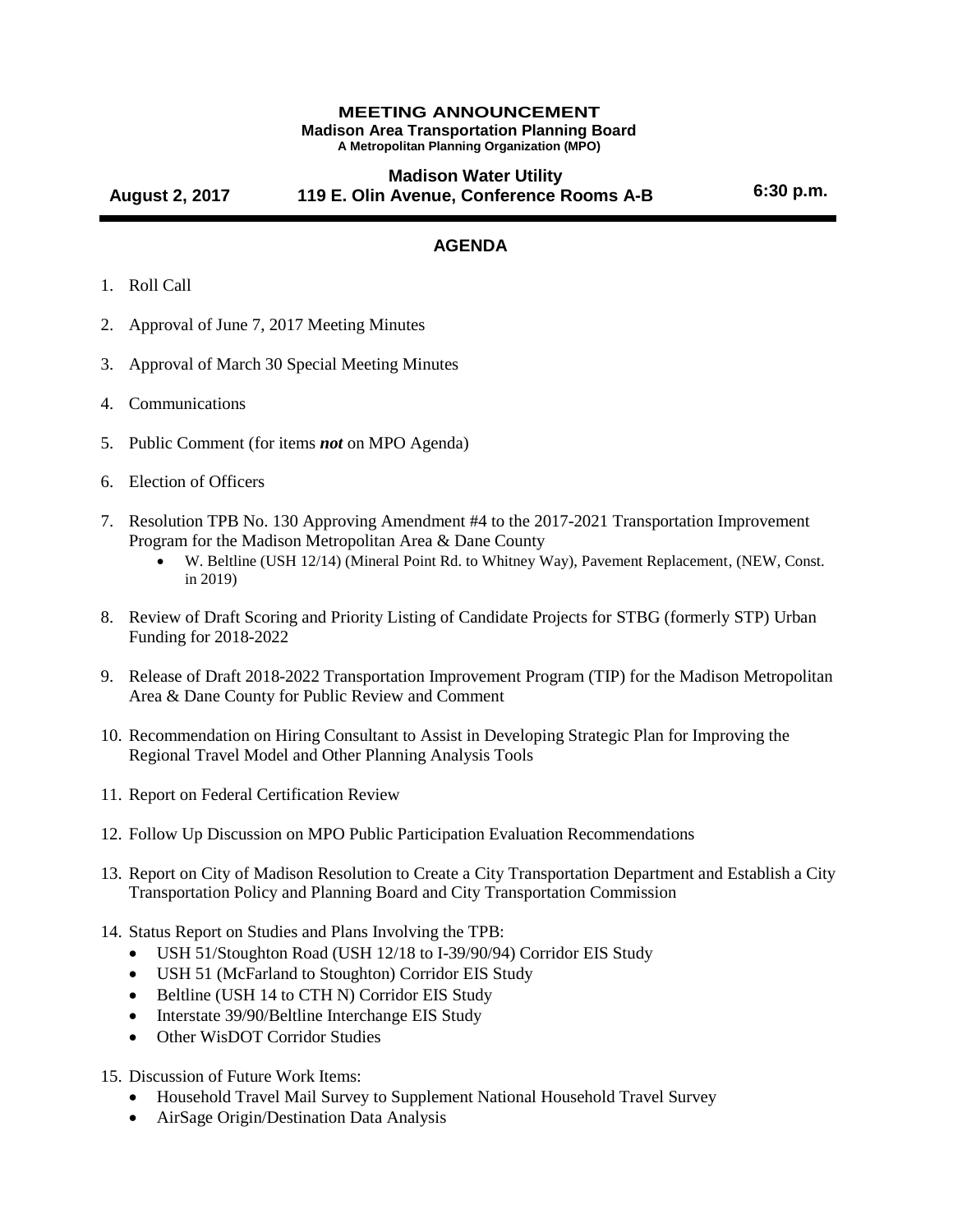# MEETING ANNOUNCEMENT

**Madison Area Transportation Planning Board**
**A Metropolitan Planning Organization (MPO)**

**August 2, 2017** | **Madison Water Utility**
**119 E. Olin Avenue, Conference Rooms A-B** | **6:30 p.m.**

---

## AGENDA

1. Roll Call

2. Approval of June 7, 2017 Meeting Minutes

3. Approval of March 30 Special Meeting Minutes

4. Communications

5. Public Comment (for items ***not*** on MPO Agenda)

6. Election of Officers

7. Resolution TPB No. 130 Approving Amendment #4 to the 2017-2021 Transportation Improvement Program for the Madison Metropolitan Area & Dane County
   - W. Beltline (USH 12/14) (Mineral Point Rd. to Whitney Way), Pavement Replacement, (NEW, Const. in 2019)

8. Review of Draft Scoring and Priority Listing of Candidate Projects for STBG (formerly STP) Urban Funding for 2018-2022

9. Release of Draft 2018-2022 Transportation Improvement Program (TIP) for the Madison Metropolitan Area & Dane County for Public Review and Comment

10. Recommendation on Hiring Consultant to Assist in Developing Strategic Plan for Improving the Regional Travel Model and Other Planning Analysis Tools

11. Report on Federal Certification Review

12. Follow Up Discussion on MPO Public Participation Evaluation Recommendations

13. Report on City of Madison Resolution to Create a City Transportation Department and Establish a City Transportation Policy and Planning Board and City Transportation Commission

14. Status Report on Studies and Plans Involving the TPB:
    - USH 51/Stoughton Road (USH 12/18 to I-39/90/94) Corridor EIS Study
    - USH 51 (McFarland to Stoughton) Corridor EIS Study
    - Beltline (USH 14 to CTH N) Corridor EIS Study
    - Interstate 39/90/Beltline Interchange EIS Study
    - Other WisDOT Corridor Studies

15. Discussion of Future Work Items:
    - Household Travel Mail Survey to Supplement National Household Travel Survey
    - AirSage Origin/Destination Data Analysis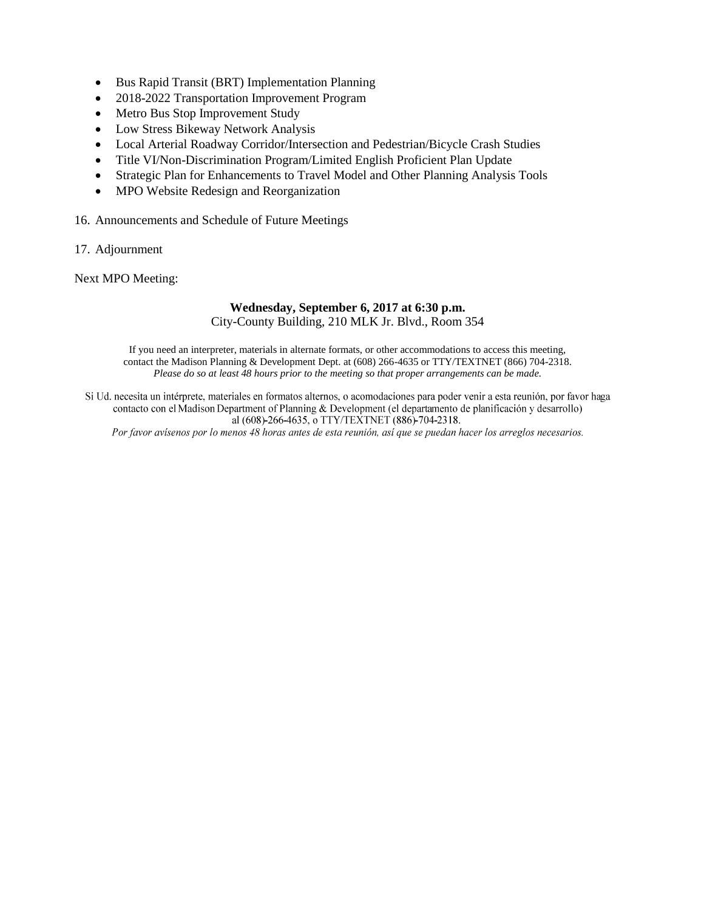- Bus Rapid Transit (BRT) Implementation Planning
- 2018-2022 Transportation Improvement Program
- Metro Bus Stop Improvement Study
- Low Stress Bikeway Network Analysis
- Local Arterial Roadway Corridor/Intersection and Pedestrian/Bicycle Crash Studies
- Title VI/Non-Discrimination Program/Limited English Proficient Plan Update
- Strategic Plan for Enhancements to Travel Model and Other Planning Analysis Tools
- MPO Website Redesign and Reorganization

16. Announcements and Schedule of Future Meetings

17. Adjournment

Next MPO Meeting:

**Wednesday, September 6, 2017 at 6:30 p.m.**
City-County Building, 210 MLK Jr. Blvd., Room 354

If you need an interpreter, materials in alternate formats, or other accommodations to access this meeting, contact the Madison Planning & Development Dept. at (608) 266-4635 or TTY/TEXTNET (866) 704-2318.
*Please do so at least 48 hours prior to the meeting so that proper arrangements can be made.*

Si Ud. necesita un intérprete, materiales en formatos alternos, o acomodaciones para poder venir a esta reunión, por favor haga contacto con el Madison Department of Planning & Development (el departamento de planificación y desarrollo) al (608)-266-4635, o TTY/TEXTNET (886)-704-2318.
*Por favor avísenos por lo menos 48 horas antes de esta reunión, así que se puedan hacer los arreglos necesarios.*